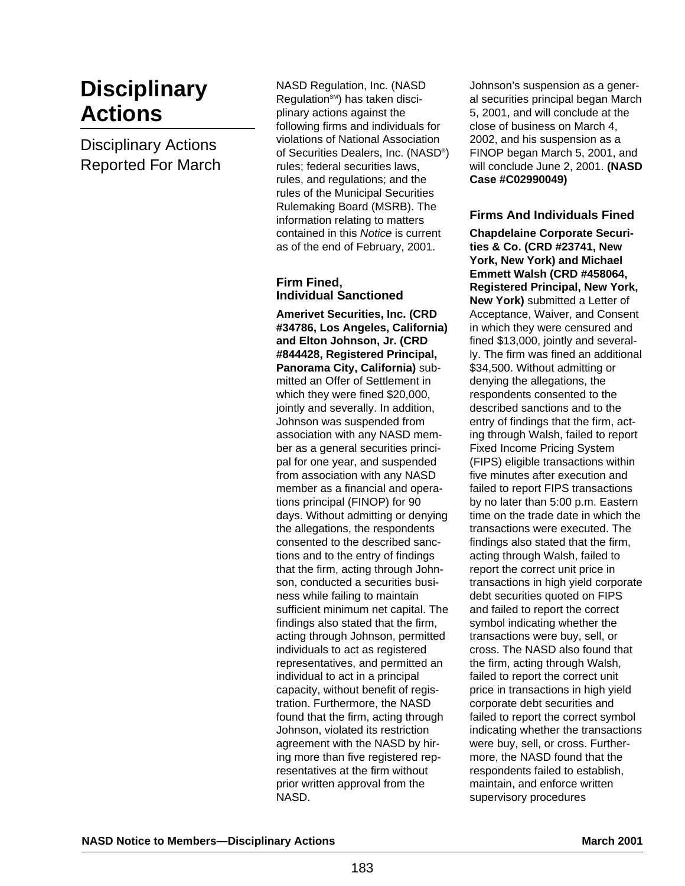# Disciplinary Actions

## Disciplinary Actions Reported For March

NASD Regulation, Inc. (NASD Regulation[SM]) has taken disciplinary actions against the following firms and individuals for violations of National Association of Securities Dealers, Inc. (NASD®) rules; federal securities laws, rules, and regulations; and the rules of the Municipal Securities Rulemaking Board (MSRB). The information relating to matters contained in this *Notice* is current as of the end of February, 2001.

### Firm Fined, Individual Sanctioned

**Amerivet Securities, Inc. (CRD #34786, Los Angeles, California) and Elton Johnson, Jr. (CRD #844428, Registered Principal, Panorama City, California)** submitted an Offer of Settlement in which they were fined $20,000, jointly and severally. In addition, Johnson was suspended from association with any NASD member as a general securities principal for one year, and suspended from association with any NASD member as a financial and operations principal (FINOP) for 90 days. Without admitting or denying the allegations, the respondents consented to the described sanctions and to the entry of findings that the firm, acting through Johnson, conducted a securities business while failing to maintain sufficient minimum net capital. The findings also stated that the firm, acting through Johnson, permitted individuals to act as registered representatives, and permitted an individual to act in a principal capacity, without benefit of registration. Furthermore, the NASD found that the firm, acting through Johnson, violated its restriction agreement with the NASD by hiring more than five registered representatives at the firm without prior written approval from the NASD.

Johnson's suspension as a general securities principal began March 5, 2001, and will conclude at the close of business on March 4, 2002, and his suspension as a FINOP began March 5, 2001, and will conclude June 2, 2001. **(NASD Case #C02990049)**

### Firms And Individuals Fined

**Chapdelaine Corporate Securities & Co. (CRD #23741, New York, New York) and Michael Emmett Walsh (CRD #458064, Registered Principal, New York, New York)** submitted a Letter of Acceptance, Waiver, and Consent in which they were censured and fined $13,000, jointly and severally. The firm was fined an additional $34,500. Without admitting or denying the allegations, the respondents consented to the described sanctions and to the entry of findings that the firm, acting through Walsh, failed to report Fixed Income Pricing System (FIPS) eligible transactions within five minutes after execution and failed to report FIPS transactions by no later than 5:00 p.m. Eastern time on the trade date in which the transactions were executed. The findings also stated that the firm, acting through Walsh, failed to report the correct unit price in transactions in high yield corporate debt securities quoted on FIPS and failed to report the correct symbol indicating whether the transactions were buy, sell, or cross. The NASD also found that the firm, acting through Walsh, failed to report the correct unit price in transactions in high yield corporate debt securities and failed to report the correct symbol indicating whether the transactions were buy, sell, or cross. Furthermore, the NASD found that the respondents failed to establish, maintain, and enforce written supervisory procedures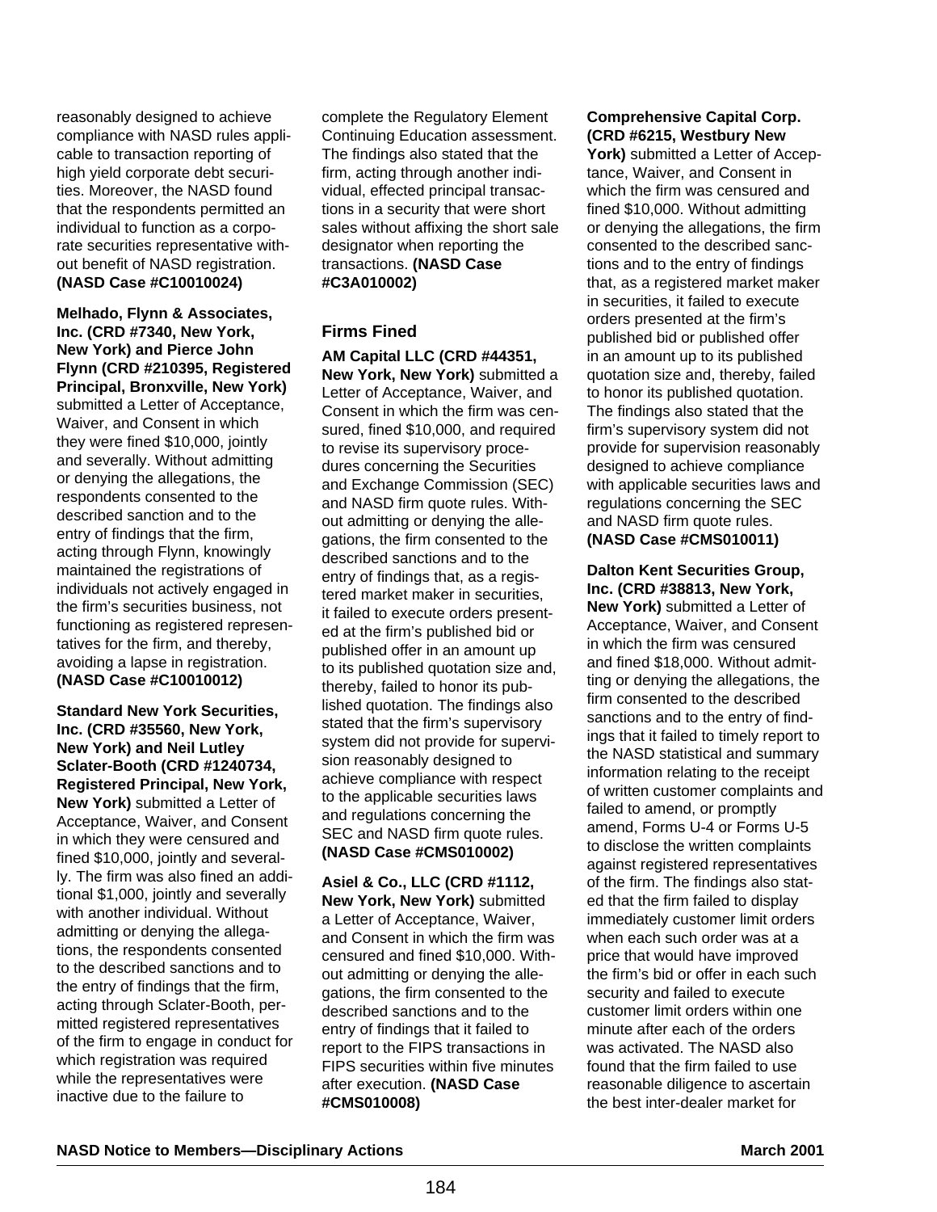reasonably designed to achieve compliance with NASD rules applicable to transaction reporting of high yield corporate debt securities. Moreover, the NASD found that the respondents permitted an individual to function as a corporate securities representative without benefit of NASD registration. **(NASD Case #C10010024)**

**Melhado, Flynn & Associates, Inc. (CRD #7340, New York, New York) and Pierce John Flynn (CRD #210395, Registered Principal, Bronxville, New York)** submitted a Letter of Acceptance, Waiver, and Consent in which they were fined $10,000, jointly and severally. Without admitting or denying the allegations, the respondents consented to the described sanction and to the entry of findings that the firm, acting through Flynn, knowingly maintained the registrations of individuals not actively engaged in the firm's securities business, not functioning as registered representatives for the firm, and thereby, avoiding a lapse in registration. **(NASD Case #C10010012)**

**Standard New York Securities, Inc. (CRD #35560, New York, New York) and Neil Lutley Sclater-Booth (CRD #1240734, Registered Principal, New York, New York)** submitted a Letter of Acceptance, Waiver, and Consent in which they were censured and fined $10,000, jointly and severally. The firm was also fined an additional $1,000, jointly and severally with another individual. Without admitting or denying the allegations, the respondents consented to the described sanctions and to the entry of findings that the firm, acting through Sclater-Booth, permitted registered representatives of the firm to engage in conduct for which registration was required while the representatives were inactive due to the failure to complete the Regulatory Element Continuing Education assessment. The findings also stated that the firm, acting through another individual, effected principal transactions in a security that were short sales without affixing the short sale designator when reporting the transactions. **(NASD Case #C3A010002)**

## Firms Fined

**AM Capital LLC (CRD #44351, New York, New York)** submitted a Letter of Acceptance, Waiver, and Consent in which the firm was censured, fined $10,000, and required to revise its supervisory procedures concerning the Securities and Exchange Commission (SEC) and NASD firm quote rules. Without admitting or denying the allegations, the firm consented to the described sanctions and to the entry of findings that, as a registered market maker in securities, it failed to execute orders presented at the firm's published bid or published offer in an amount up to its published quotation size and, thereby, failed to honor its published quotation. The findings also stated that the firm's supervisory system did not provide for supervision reasonably designed to achieve compliance with respect to the applicable securities laws and regulations concerning the SEC and NASD firm quote rules. **(NASD Case #CMS010002)**

**Asiel & Co., LLC (CRD #1112, New York, New York)** submitted a Letter of Acceptance, Waiver, and Consent in which the firm was censured and fined $10,000. Without admitting or denying the allegations, the firm consented to the described sanctions and to the entry of findings that it failed to report to the FIPS transactions in FIPS securities within five minutes after execution. **(NASD Case #CMS010008)**

**Comprehensive Capital Corp. (CRD #6215, Westbury New York)** submitted a Letter of Acceptance, Waiver, and Consent in which the firm was censured and fined $10,000. Without admitting or denying the allegations, the firm consented to the described sanctions and to the entry of findings that, as a registered market maker in securities, it failed to execute orders presented at the firm's published bid or published offer in an amount up to its published quotation size and, thereby, failed to honor its published quotation. The findings also stated that the firm's supervisory system did not provide for supervision reasonably designed to achieve compliance with applicable securities laws and regulations concerning the SEC and NASD firm quote rules. **(NASD Case #CMS010011)**

**Dalton Kent Securities Group, Inc. (CRD #38813, New York, New York)** submitted a Letter of Acceptance, Waiver, and Consent in which the firm was censured and fined $18,000. Without admitting or denying the allegations, the firm consented to the described sanctions and to the entry of findings that it failed to timely report to the NASD statistical and summary information relating to the receipt of written customer complaints and failed to amend, or promptly amend, Forms U-4 or Forms U-5 to disclose the written complaints against registered representatives of the firm. The findings also stated that the firm failed to display immediately customer limit orders when each such order was at a price that would have improved the firm's bid or offer in each such security and failed to execute customer limit orders within one minute after each of the orders was activated. The NASD also found that the firm failed to use reasonable diligence to ascertain the best inter-dealer market for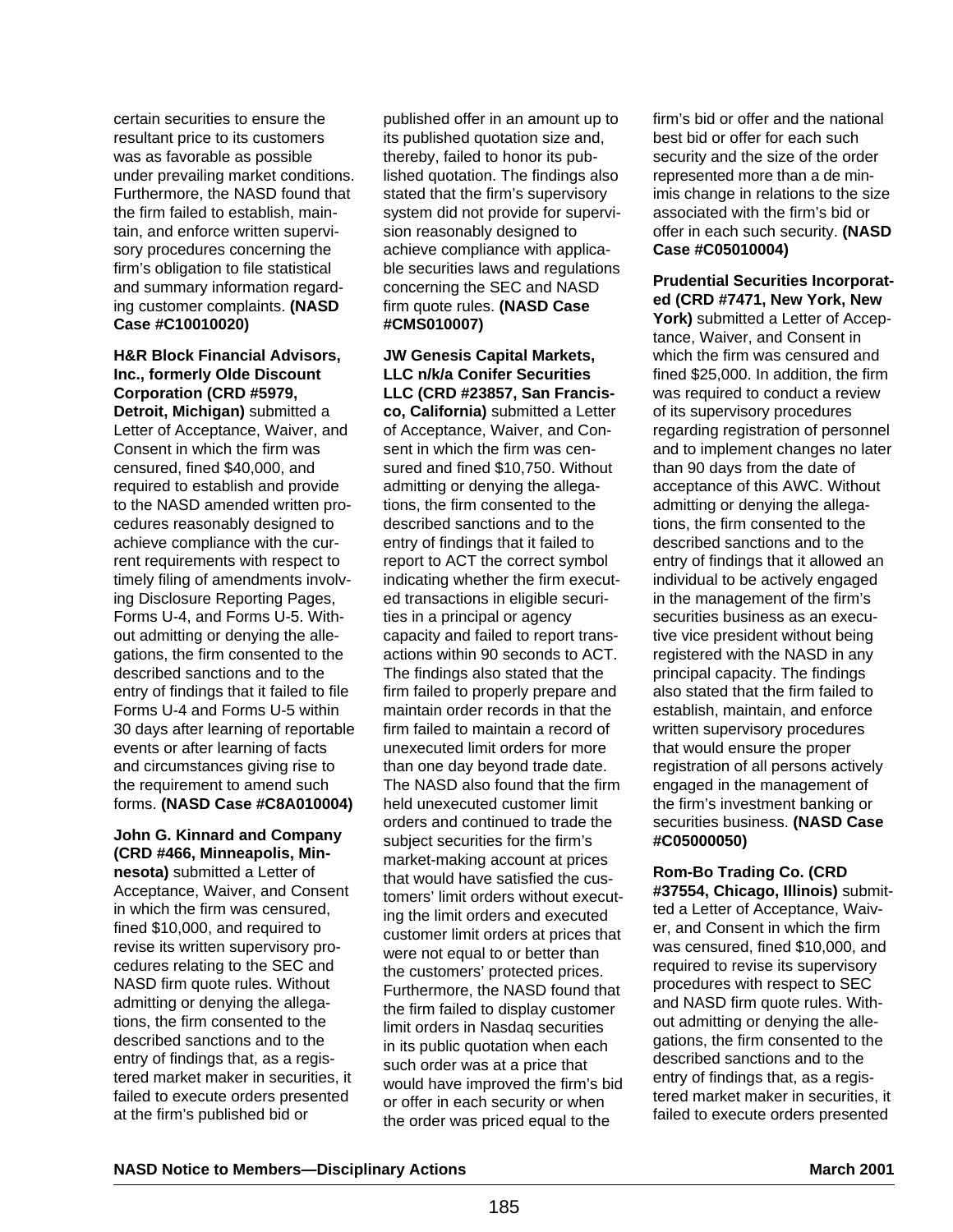certain securities to ensure the resultant price to its customers was as favorable as possible under prevailing market conditions. Furthermore, the NASD found that the firm failed to establish, maintain, and enforce written supervisory procedures concerning the firm's obligation to file statistical and summary information regarding customer complaints. **(NASD Case #C10010020)**

**H&R Block Financial Advisors, Inc., formerly Olde Discount Corporation (CRD #5979, Detroit, Michigan)** submitted a Letter of Acceptance, Waiver, and Consent in which the firm was censured, fined $40,000, and required to establish and provide to the NASD amended written procedures reasonably designed to achieve compliance with the current requirements with respect to timely filing of amendments involving Disclosure Reporting Pages, Forms U-4, and Forms U-5. Without admitting or denying the allegations, the firm consented to the described sanctions and to the entry of findings that it failed to file Forms U-4 and Forms U-5 within 30 days after learning of reportable events or after learning of facts and circumstances giving rise to the requirement to amend such forms. **(NASD Case #C8A010004)**

**John G. Kinnard and Company (CRD #466, Minneapolis, Minnesota)** submitted a Letter of Acceptance, Waiver, and Consent in which the firm was censured, fined $10,000, and required to revise its written supervisory procedures relating to the SEC and NASD firm quote rules. Without admitting or denying the allegations, the firm consented to the described sanctions and to the entry of findings that, as a registered market maker in securities, it failed to execute orders presented at the firm's published bid or published offer in an amount up to its published quotation size and, thereby, failed to honor its published quotation. The findings also stated that the firm's supervisory system did not provide for supervision reasonably designed to achieve compliance with applicable securities laws and regulations concerning the SEC and NASD firm quote rules. **(NASD Case #CMS010007)**

**JW Genesis Capital Markets, LLC n/k/a Conifer Securities LLC (CRD #23857, San Francisco, California)** submitted a Letter of Acceptance, Waiver, and Consent in which the firm was censured and fined $10,750. Without admitting or denying the allegations, the firm consented to the described sanctions and to the entry of findings that it failed to report to ACT the correct symbol indicating whether the firm executed transactions in eligible securities in a principal or agency capacity and failed to report transactions within 90 seconds to ACT. The findings also stated that the firm failed to properly prepare and maintain order records in that the firm failed to maintain a record of unexecuted limit orders for more than one day beyond trade date. The NASD also found that the firm held unexecuted customer limit orders and continued to trade the subject securities for the firm's market-making account at prices that would have satisfied the customers' limit orders without executing the limit orders and executed customer limit orders at prices that were not equal to or better than the customers' protected prices. Furthermore, the NASD found that the firm failed to display customer limit orders in Nasdaq securities in its public quotation when each such order was at a price that would have improved the firm's bid or offer in each security or when the order was priced equal to the firm's bid or offer and the national best bid or offer for each such security and the size of the order represented more than a de minimis change in relations to the size associated with the firm's bid or offer in each such security. **(NASD Case #C05010004)**

**Prudential Securities Incorporated (CRD #7471, New York, New York)** submitted a Letter of Acceptance, Waiver, and Consent in which the firm was censured and fined $25,000. In addition, the firm was required to conduct a review of its supervisory procedures regarding registration of personnel and to implement changes no later than 90 days from the date of acceptance of this AWC. Without admitting or denying the allegations, the firm consented to the described sanctions and to the entry of findings that it allowed an individual to be actively engaged in the management of the firm's securities business as an executive vice president without being registered with the NASD in any principal capacity. The findings also stated that the firm failed to establish, maintain, and enforce written supervisory procedures that would ensure the proper registration of all persons actively engaged in the management of the firm's investment banking or securities business. **(NASD Case #C05000050)**

**Rom-Bo Trading Co. (CRD #37554, Chicago, Illinois)** submitted a Letter of Acceptance, Waiver, and Consent in which the firm was censured, fined $10,000, and required to revise its supervisory procedures with respect to SEC and NASD firm quote rules. Without admitting or denying the allegations, the firm consented to the described sanctions and to the entry of findings that, as a registered market maker in securities, it failed to execute orders presented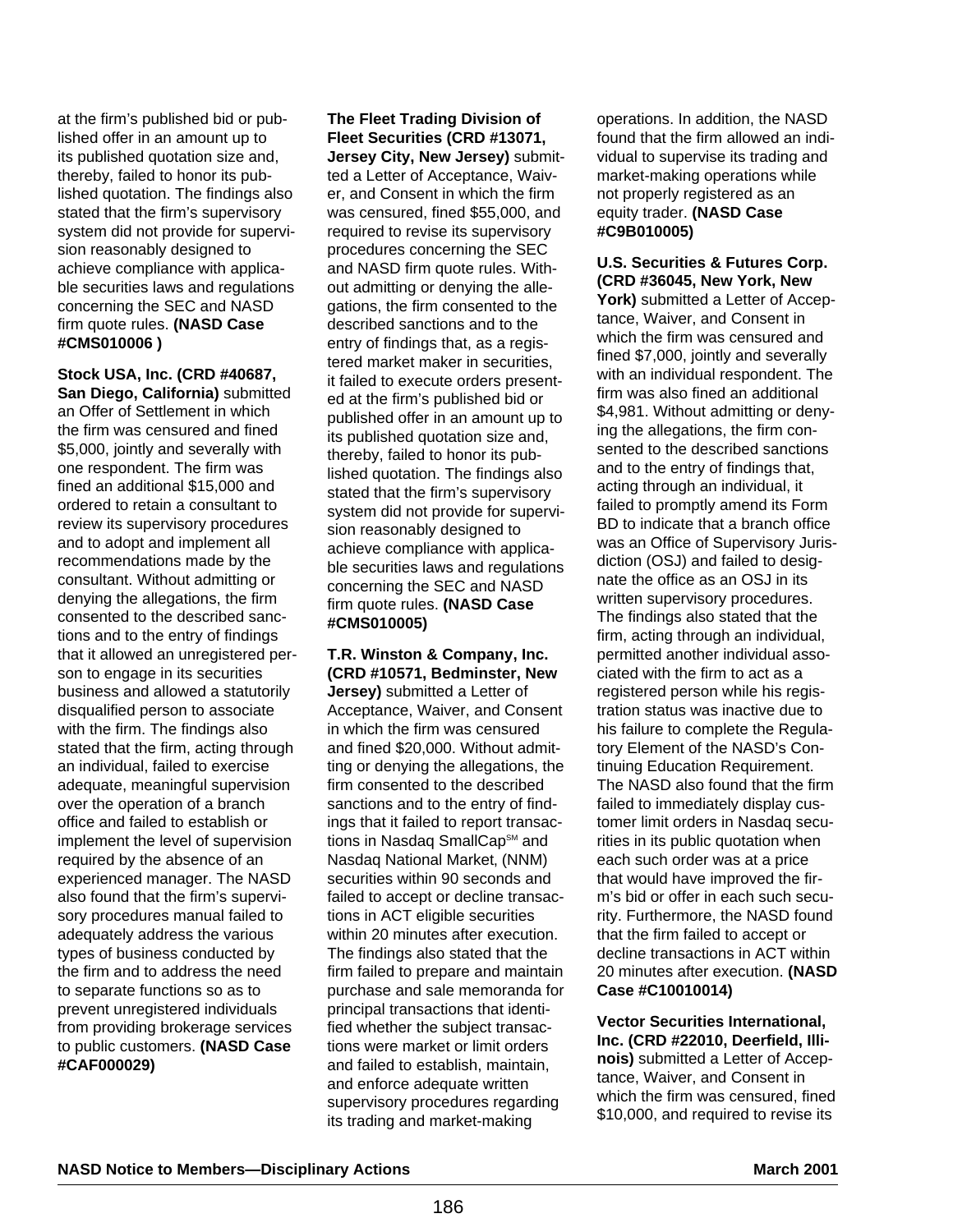at the firm's published bid or published offer in an amount up to its published quotation size and, thereby, failed to honor its published quotation. The findings also stated that the firm's supervisory system did not provide for supervision reasonably designed to achieve compliance with applicable securities laws and regulations concerning the SEC and NASD firm quote rules. **(NASD Case #CMS010006 )**

**Stock USA, Inc. (CRD #40687, San Diego, California)** submitted an Offer of Settlement in which the firm was censured and fined $5,000, jointly and severally with one respondent. The firm was fined an additional $15,000 and ordered to retain a consultant to review its supervisory procedures and to adopt and implement all recommendations made by the consultant. Without admitting or denying the allegations, the firm consented to the described sanctions and to the entry of findings that it allowed an unregistered person to engage in its securities business and allowed a statutorily disqualified person to associate with the firm. The findings also stated that the firm, acting through an individual, failed to exercise adequate, meaningful supervision over the operation of a branch office and failed to establish or implement the level of supervision required by the absence of an experienced manager. The NASD also found that the firm's supervisory procedures manual failed to adequately address the various types of business conducted by the firm and to address the need to separate functions so as to prevent unregistered individuals from providing brokerage services to public customers. **(NASD Case #CAF000029)**

**The Fleet Trading Division of Fleet Securities (CRD #13071, Jersey City, New Jersey)** submitted a Letter of Acceptance, Waiver, and Consent in which the firm was censured, fined $55,000, and required to revise its supervisory procedures concerning the SEC and NASD firm quote rules. Without admitting or denying the allegations, the firm consented to the described sanctions and to the entry of findings that, as a registered market maker in securities, it failed to execute orders presented at the firm's published bid or published offer in an amount up to its published quotation size and, thereby, failed to honor its published quotation. The findings also stated that the firm's supervisory system did not provide for supervision reasonably designed to achieve compliance with applicable securities laws and regulations concerning the SEC and NASD firm quote rules. **(NASD Case #CMS010005)**

**T.R. Winston & Company, Inc. (CRD #10571, Bedminster, New Jersey)** submitted a Letter of Acceptance, Waiver, and Consent in which the firm was censured and fined $20,000. Without admitting or denying the allegations, the firm consented to the described sanctions and to the entry of findings that it failed to report transactions in Nasdaq SmallCap℠ and Nasdaq National Market, (NNM) securities within 90 seconds and failed to accept or decline transactions in ACT eligible securities within 20 minutes after execution. The findings also stated that the firm failed to prepare and maintain purchase and sale memoranda for principal transactions that identified whether the subject transactions were market or limit orders and failed to establish, maintain, and enforce adequate written supervisory procedures regarding its trading and market-making operations. In addition, the NASD found that the firm allowed an individual to supervise its trading and market-making operations while not properly registered as an equity trader. **(NASD Case #C9B010005)**

**U.S. Securities & Futures Corp. (CRD #36045, New York, New York)** submitted a Letter of Acceptance, Waiver, and Consent in which the firm was censured and fined $7,000, jointly and severally with an individual respondent. The firm was also fined an additional $4,981. Without admitting or denying the allegations, the firm consented to the described sanctions and to the entry of findings that, acting through an individual, it failed to promptly amend its Form BD to indicate that a branch office was an Office of Supervisory Jurisdiction (OSJ) and failed to designate the office as an OSJ in its written supervisory procedures. The findings also stated that the firm, acting through an individual, permitted another individual associated with the firm to act as a registered person while his registration status was inactive due to his failure to complete the Regulatory Element of the NASD's Continuing Education Requirement. The NASD also found that the firm failed to immediately display customer limit orders in Nasdaq securities in its public quotation when each such order was at a price that would have improved the firm's bid or offer in each such security. Furthermore, the NASD found that the firm failed to accept or decline transactions in ACT within 20 minutes after execution. **(NASD Case #C10010014)**

**Vector Securities International, Inc. (CRD #22010, Deerfield, Illinois)** submitted a Letter of Acceptance, Waiver, and Consent in which the firm was censured, fined $10,000, and required to revise its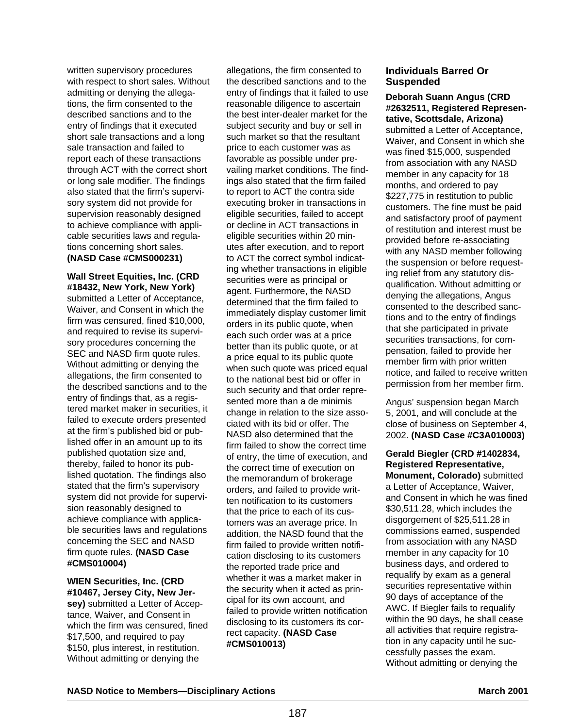written supervisory procedures with respect to short sales. Without admitting or denying the allegations, the firm consented to the described sanctions and to the entry of findings that it executed short sale transactions and a long sale transaction and failed to report each of these transactions through ACT with the correct short or long sale modifier. The findings also stated that the firm's supervisory system did not provide for supervision reasonably designed to achieve compliance with applicable securities laws and regulations concerning short sales. **(NASD Case #CMS000231)**

**Wall Street Equities, Inc. (CRD #18432, New York, New York)** submitted a Letter of Acceptance, Waiver, and Consent in which the firm was censured, fined $10,000, and required to revise its supervisory procedures concerning the SEC and NASD firm quote rules. Without admitting or denying the allegations, the firm consented to the described sanctions and to the entry of findings that, as a registered market maker in securities, it failed to execute orders presented at the firm's published bid or published offer in an amount up to its published quotation size and, thereby, failed to honor its published quotation. The findings also stated that the firm's supervisory system did not provide for supervision reasonably designed to achieve compliance with applicable securities laws and regulations concerning the SEC and NASD firm quote rules. **(NASD Case #CMS010004)**

**WIEN Securities, Inc. (CRD #10467, Jersey City, New Jersey)** submitted a Letter of Acceptance, Waiver, and Consent in which the firm was censured, fined $17,500, and required to pay $150, plus interest, in restitution. Without admitting or denying the allegations, the firm consented to the described sanctions and to the entry of findings that it failed to use reasonable diligence to ascertain the best inter-dealer market for the subject security and buy or sell in such market so that the resultant price to each customer was as favorable as possible under prevailing market conditions. The findings also stated that the firm failed to report to ACT the contra side executing broker in transactions in eligible securities, failed to accept or decline in ACT transactions in eligible securities within 20 minutes after execution, and to report to ACT the correct symbol indicating whether transactions in eligible securities were as principal or agent. Furthermore, the NASD determined that the firm failed to immediately display customer limit orders in its public quote, when each such order was at a price better than its public quote, or at a price equal to its public quote when such quote was priced equal to the national best bid or offer in such security and that order represented more than a de minimis change in relation to the size associated with its bid or offer. The NASD also determined that the firm failed to show the correct time of entry, the time of execution, and the correct time of execution on the memorandum of brokerage orders, and failed to provide written notification to its customers that the price to each of its customers was an average price. In addition, the NASD found that the firm failed to provide written notification disclosing to its customers the reported trade price and whether it was a market maker in the security when it acted as principal for its own account, and failed to provide written notification disclosing to its customers its correct capacity. **(NASD Case #CMS010013)**

## Individuals Barred Or Suspended

**Deborah Suann Angus (CRD #2632511, Registered Representative, Scottsdale, Arizona)** submitted a Letter of Acceptance, Waiver, and Consent in which she was fined $15,000, suspended from association with any NASD member in any capacity for 18 months, and ordered to pay $227,775 in restitution to public customers. The fine must be paid and satisfactory proof of payment of restitution and interest must be provided before re-associating with any NASD member following the suspension or before requesting relief from any statutory disqualification. Without admitting or denying the allegations, Angus consented to the described sanctions and to the entry of findings that she participated in private securities transactions, for compensation, failed to provide her member firm with prior written notice, and failed to receive written permission from her member firm.

Angus' suspension began March 5, 2001, and will conclude at the close of business on September 4, 2002. **(NASD Case #C3A010003)**

**Gerald Biegler (CRD #1402834, Registered Representative, Monument, Colorado)** submitted a Letter of Acceptance, Waiver, and Consent in which he was fined $30,511.28, which includes the disgorgement of $25,511.28 in commissions earned, suspended from association with any NASD member in any capacity for 10 business days, and ordered to requalify by exam as a general securities representative within 90 days of acceptance of the AWC. If Biegler fails to requalify within the 90 days, he shall cease all activities that require registration in any capacity until he successfully passes the exam. Without admitting or denying the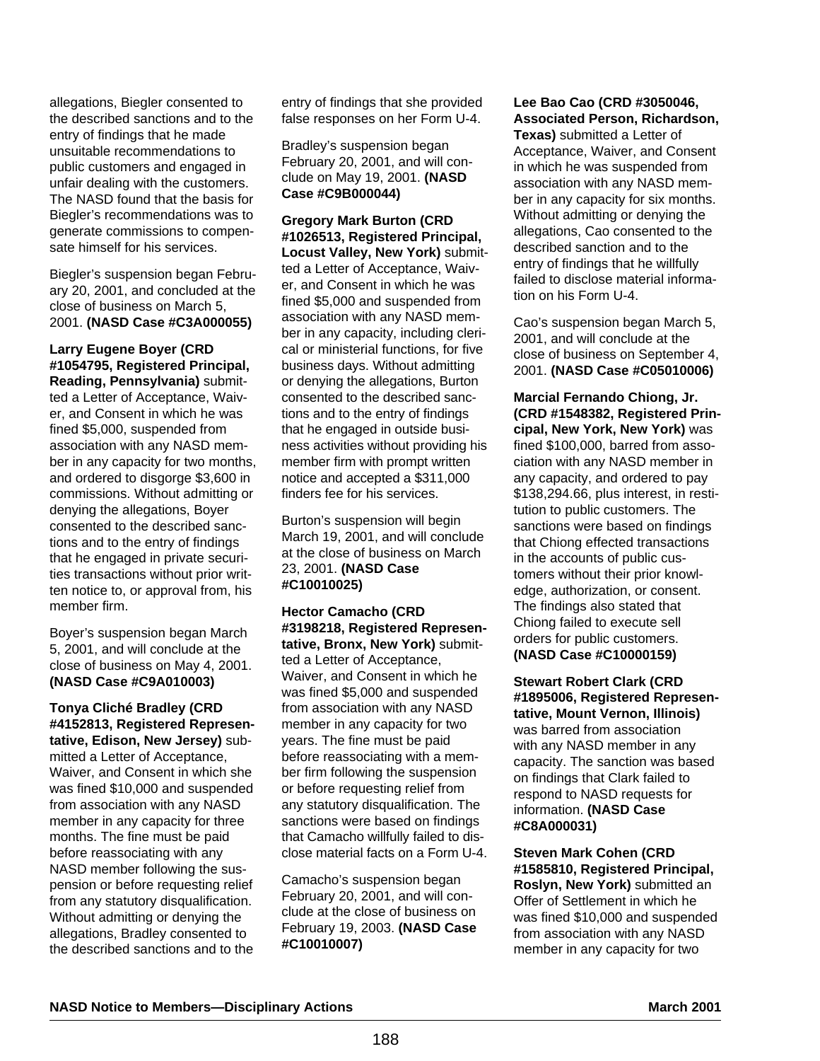allegations, Biegler consented to the described sanctions and to the entry of findings that he made unsuitable recommendations to public customers and engaged in unfair dealing with the customers. The NASD found that the basis for Biegler's recommendations was to generate commissions to compensate himself for his services.

Biegler's suspension began February 20, 2001, and concluded at the close of business on March 5, 2001. **(NASD Case #C3A000055)**

**Larry Eugene Boyer (CRD #1054795, Registered Principal, Reading, Pennsylvania)** submitted a Letter of Acceptance, Waiver, and Consent in which he was fined $5,000, suspended from association with any NASD member in any capacity for two months, and ordered to disgorge $3,600 in commissions. Without admitting or denying the allegations, Boyer consented to the described sanctions and to the entry of findings that he engaged in private securities transactions without prior written notice to, or approval from, his member firm.

Boyer's suspension began March 5, 2001, and will conclude at the close of business on May 4, 2001. **(NASD Case #C9A010003)**

**Tonya Cliché Bradley (CRD #4152813, Registered Representative, Edison, New Jersey)** submitted a Letter of Acceptance, Waiver, and Consent in which she was fined $10,000 and suspended from association with any NASD member in any capacity for three months. The fine must be paid before reassociating with any NASD member following the suspension or before requesting relief from any statutory disqualification. Without admitting or denying the allegations, Bradley consented to the described sanctions and to the entry of findings that she provided false responses on her Form U-4.

Bradley's suspension began February 20, 2001, and will conclude on May 19, 2001. **(NASD Case #C9B000044)**

**Gregory Mark Burton (CRD #1026513, Registered Principal, Locust Valley, New York)** submitted a Letter of Acceptance, Waiver, and Consent in which he was fined $5,000 and suspended from association with any NASD member in any capacity, including clerical or ministerial functions, for five business days. Without admitting or denying the allegations, Burton consented to the described sanctions and to the entry of findings that he engaged in outside business activities without providing his member firm with prompt written notice and accepted a $311,000 finders fee for his services.

Burton's suspension will begin March 19, 2001, and will conclude at the close of business on March 23, 2001. **(NASD Case #C10010025)**

**Hector Camacho (CRD #3198218, Registered Representative, Bronx, New York)** submitted a Letter of Acceptance, Waiver, and Consent in which he was fined $5,000 and suspended from association with any NASD member in any capacity for two years. The fine must be paid before reassociating with a member firm following the suspension or before requesting relief from any statutory disqualification. The sanctions were based on findings that Camacho willfully failed to disclose material facts on a Form U-4.

Camacho's suspension began February 20, 2001, and will conclude at the close of business on February 19, 2003. **(NASD Case #C10010007)**

**Lee Bao Cao (CRD #3050046, Associated Person, Richardson, Texas)** submitted a Letter of Acceptance, Waiver, and Consent in which he was suspended from association with any NASD member in any capacity for six months. Without admitting or denying the allegations, Cao consented to the described sanction and to the entry of findings that he willfully failed to disclose material information on his Form U-4.

Cao's suspension began March 5, 2001, and will conclude at the close of business on September 4, 2001. **(NASD Case #C05010006)**

**Marcial Fernando Chiong, Jr. (CRD #1548382, Registered Principal, New York, New York)** was fined $100,000, barred from association with any NASD member in any capacity, and ordered to pay $138,294.66, plus interest, in restitution to public customers. The sanctions were based on findings that Chiong effected transactions in the accounts of public customers without their prior knowledge, authorization, or consent. The findings also stated that Chiong failed to execute sell orders for public customers. **(NASD Case #C10000159)**

**Stewart Robert Clark (CRD #1895006, Registered Representative, Mount Vernon, Illinois)** was barred from association with any NASD member in any capacity. The sanction was based on findings that Clark failed to respond to NASD requests for information. **(NASD Case #C8A000031)**

**Steven Mark Cohen (CRD #1585810, Registered Principal, Roslyn, New York)** submitted an Offer of Settlement in which he was fined $10,000 and suspended from association with any NASD member in any capacity for two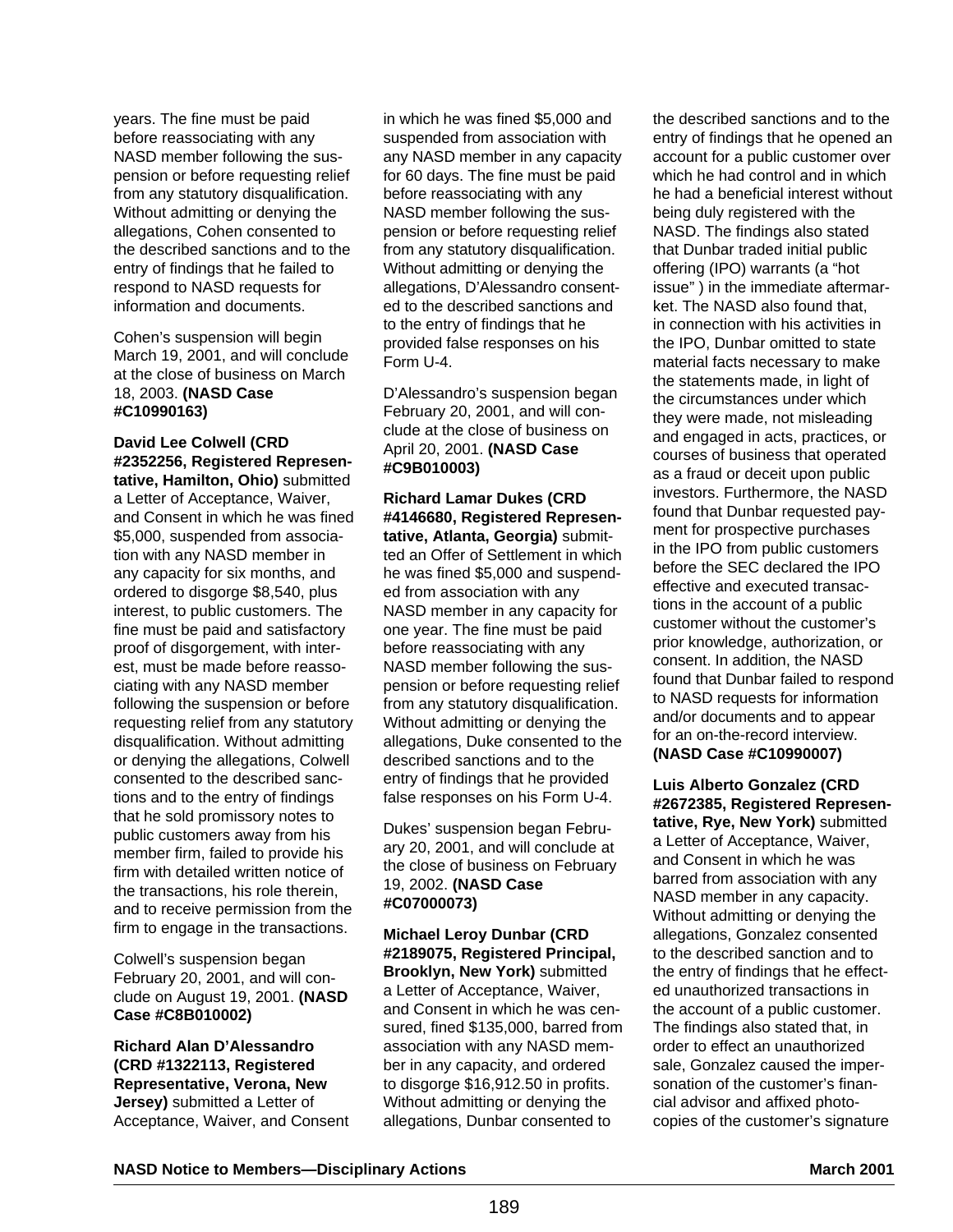years. The fine must be paid before reassociating with any NASD member following the suspension or before requesting relief from any statutory disqualification. Without admitting or denying the allegations, Cohen consented to the described sanctions and to the entry of findings that he failed to respond to NASD requests for information and documents.

Cohen's suspension will begin March 19, 2001, and will conclude at the close of business on March 18, 2003. **(NASD Case #C10990163)**

**David Lee Colwell (CRD #2352256, Registered Representative, Hamilton, Ohio)** submitted a Letter of Acceptance, Waiver, and Consent in which he was fined $5,000, suspended from association with any NASD member in any capacity for six months, and ordered to disgorge $8,540, plus interest, to public customers. The fine must be paid and satisfactory proof of disgorgement, with interest, must be made before reassociating with any NASD member following the suspension or before requesting relief from any statutory disqualification. Without admitting or denying the allegations, Colwell consented to the described sanctions and to the entry of findings that he sold promissory notes to public customers away from his member firm, failed to provide his firm with detailed written notice of the transactions, his role therein, and to receive permission from the firm to engage in the transactions.

Colwell's suspension began February 20, 2001, and will conclude on August 19, 2001. **(NASD Case #C8B010002)**

**Richard Alan D'Alessandro (CRD #1322113, Registered Representative, Verona, New Jersey)** submitted a Letter of Acceptance, Waiver, and Consent in which he was fined $5,000 and suspended from association with any NASD member in any capacity for 60 days. The fine must be paid before reassociating with any NASD member following the suspension or before requesting relief from any statutory disqualification. Without admitting or denying the allegations, D'Alessandro consented to the described sanctions and to the entry of findings that he provided false responses on his Form U-4.

D'Alessandro's suspension began February 20, 2001, and will conclude at the close of business on April 20, 2001. **(NASD Case #C9B010003)**

**Richard Lamar Dukes (CRD #4146680, Registered Representative, Atlanta, Georgia)** submitted an Offer of Settlement in which he was fined $5,000 and suspended from association with any NASD member in any capacity for one year. The fine must be paid before reassociating with any NASD member following the suspension or before requesting relief from any statutory disqualification. Without admitting or denying the allegations, Duke consented to the described sanctions and to the entry of findings that he provided false responses on his Form U-4.

Dukes' suspension began February 20, 2001, and will conclude at the close of business on February 19, 2002. **(NASD Case #C07000073)**

**Michael Leroy Dunbar (CRD #2189075, Registered Principal, Brooklyn, New York)** submitted a Letter of Acceptance, Waiver, and Consent in which he was censured, fined $135,000, barred from association with any NASD member in any capacity, and ordered to disgorge $16,912.50 in profits. Without admitting or denying the allegations, Dunbar consented to the described sanctions and to the entry of findings that he opened an account for a public customer over which he had control and in which he had a beneficial interest without being duly registered with the NASD. The findings also stated that Dunbar traded initial public offering (IPO) warrants (a "hot issue" ) in the immediate aftermarket. The NASD also found that, in connection with his activities in the IPO, Dunbar omitted to state material facts necessary to make the statements made, in light of the circumstances under which they were made, not misleading and engaged in acts, practices, or courses of business that operated as a fraud or deceit upon public investors. Furthermore, the NASD found that Dunbar requested payment for prospective purchases in the IPO from public customers before the SEC declared the IPO effective and executed transactions in the account of a public customer without the customer's prior knowledge, authorization, or consent. In addition, the NASD found that Dunbar failed to respond to NASD requests for information and/or documents and to appear for an on-the-record interview. **(NASD Case #C10990007)**

**Luis Alberto Gonzalez (CRD #2672385, Registered Representative, Rye, New York)** submitted a Letter of Acceptance, Waiver, and Consent in which he was barred from association with any NASD member in any capacity. Without admitting or denying the allegations, Gonzalez consented to the described sanction and to the entry of findings that he effected unauthorized transactions in the account of a public customer. The findings also stated that, in order to effect an unauthorized sale, Gonzalez caused the impersonation of the customer's financial advisor and affixed photocopies of the customer's signature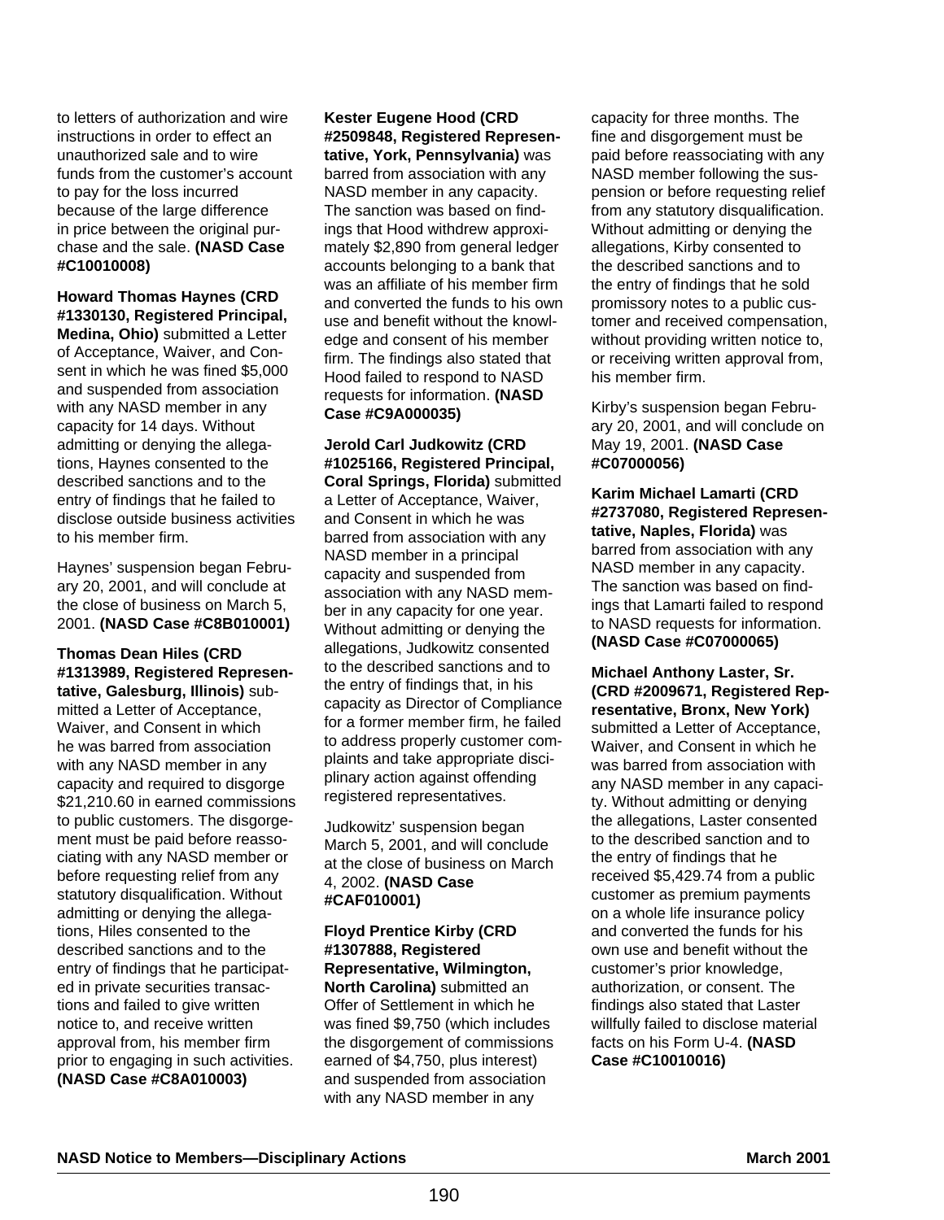to letters of authorization and wire instructions in order to effect an unauthorized sale and to wire funds from the customer's account to pay for the loss incurred because of the large difference in price between the original purchase and the sale. **(NASD Case #C10010008)**

**Howard Thomas Haynes (CRD #1330130, Registered Principal, Medina, Ohio)** submitted a Letter of Acceptance, Waiver, and Consent in which he was fined $5,000 and suspended from association with any NASD member in any capacity for 14 days. Without admitting or denying the allegations, Haynes consented to the described sanctions and to the entry of findings that he failed to disclose outside business activities to his member firm.

Haynes' suspension began February 20, 2001, and will conclude at the close of business on March 5, 2001. **(NASD Case #C8B010001)**

**Thomas Dean Hiles (CRD #1313989, Registered Representative, Galesburg, Illinois)** submitted a Letter of Acceptance, Waiver, and Consent in which he was barred from association with any NASD member in any capacity and required to disgorge $21,210.60 in earned commissions to public customers. The disgorgement must be paid before reassociating with any NASD member or before requesting relief from any statutory disqualification. Without admitting or denying the allegations, Hiles consented to the described sanctions and to the entry of findings that he participated in private securities transactions and failed to give written notice to, and receive written approval from, his member firm prior to engaging in such activities. **(NASD Case #C8A010003)**

**Kester Eugene Hood (CRD #2509848, Registered Representative, York, Pennsylvania)** was barred from association with any NASD member in any capacity. The sanction was based on findings that Hood withdrew approximately $2,890 from general ledger accounts belonging to a bank that was an affiliate of his member firm and converted the funds to his own use and benefit without the knowledge and consent of his member firm. The findings also stated that Hood failed to respond to NASD requests for information. **(NASD Case #C9A000035)**

**Jerold Carl Judkowitz (CRD #1025166, Registered Principal, Coral Springs, Florida)** submitted a Letter of Acceptance, Waiver, and Consent in which he was barred from association with any NASD member in a principal capacity and suspended from association with any NASD member in any capacity for one year. Without admitting or denying the allegations, Judkowitz consented to the described sanctions and to the entry of findings that, in his capacity as Director of Compliance for a former member firm, he failed to address properly customer complaints and take appropriate disciplinary action against offending registered representatives.

Judkowitz' suspension began March 5, 2001, and will conclude at the close of business on March 4, 2002. **(NASD Case #CAF010001)**

**Floyd Prentice Kirby (CRD #1307888, Registered Representative, Wilmington, North Carolina)** submitted an Offer of Settlement in which he was fined $9,750 (which includes the disgorgement of commissions earned of $4,750, plus interest) and suspended from association with any NASD member in any capacity for three months. The fine and disgorgement must be paid before reassociating with any NASD member following the suspension or before requesting relief from any statutory disqualification. Without admitting or denying the allegations, Kirby consented to the described sanctions and to the entry of findings that he sold promissory notes to a public customer and received compensation, without providing written notice to, or receiving written approval from, his member firm.

Kirby's suspension began February 20, 2001, and will conclude on May 19, 2001. **(NASD Case #C07000056)**

**Karim Michael Lamarti (CRD #2737080, Registered Representative, Naples, Florida)** was barred from association with any NASD member in any capacity. The sanction was based on findings that Lamarti failed to respond to NASD requests for information. **(NASD Case #C07000065)**

**Michael Anthony Laster, Sr. (CRD #2009671, Registered Representative, Bronx, New York)** submitted a Letter of Acceptance, Waiver, and Consent in which he was barred from association with any NASD member in any capacity. Without admitting or denying the allegations, Laster consented to the described sanction and to the entry of findings that he received $5,429.74 from a public customer as premium payments on a whole life insurance policy and converted the funds for his own use and benefit without the customer's prior knowledge, authorization, or consent. The findings also stated that Laster willfully failed to disclose material facts on his Form U-4. **(NASD Case #C10010016)**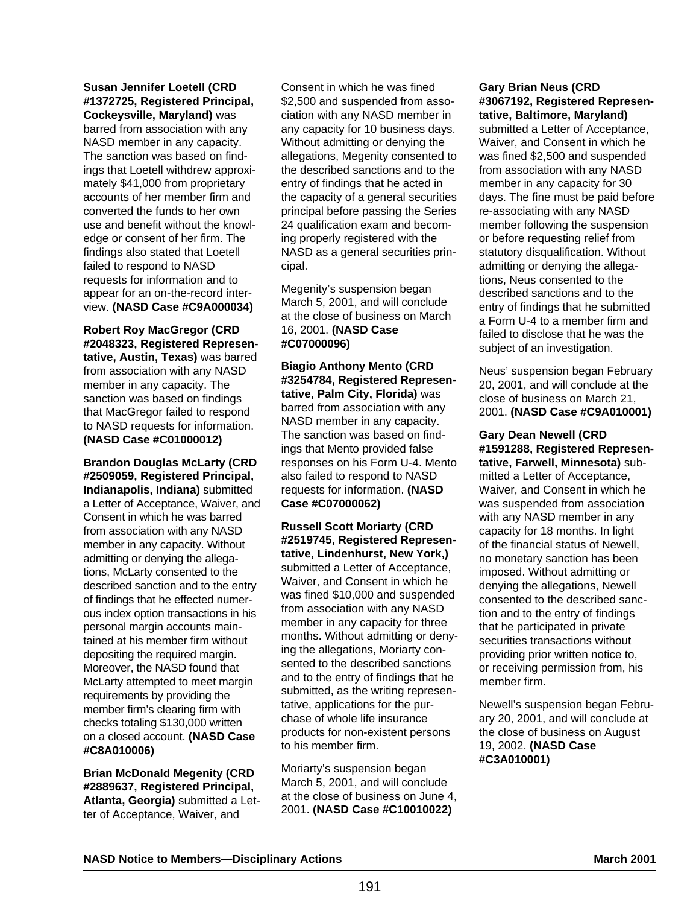**Susan Jennifer Loetell (CRD #1372725, Registered Principal, Cockeysville, Maryland)** was barred from association with any NASD member in any capacity. The sanction was based on findings that Loetell withdrew approximately $41,000 from proprietary accounts of her member firm and converted the funds to her own use and benefit without the knowledge or consent of her firm. The findings also stated that Loetell failed to respond to NASD requests for information and to appear for an on-the-record interview. **(NASD Case #C9A000034)**

**Robert Roy MacGregor (CRD #2048323, Registered Representative, Austin, Texas)** was barred from association with any NASD member in any capacity. The sanction was based on findings that MacGregor failed to respond to NASD requests for information. **(NASD Case #C01000012)**

**Brandon Douglas McLarty (CRD #2509059, Registered Principal, Indianapolis, Indiana)** submitted a Letter of Acceptance, Waiver, and Consent in which he was barred from association with any NASD member in any capacity. Without admitting or denying the allegations, McLarty consented to the described sanction and to the entry of findings that he effected numerous index option transactions in his personal margin accounts maintained at his member firm without depositing the required margin. Moreover, the NASD found that McLarty attempted to meet margin requirements by providing the member firm's clearing firm with checks totaling $130,000 written on a closed account. **(NASD Case #C8A010006)**

**Brian McDonald Megenity (CRD #2889637, Registered Principal, Atlanta, Georgia)** submitted a Letter of Acceptance, Waiver, and Consent in which he was fined $2,500 and suspended from association with any NASD member in any capacity for 10 business days. Without admitting or denying the allegations, Megenity consented to the described sanctions and to the entry of findings that he acted in the capacity of a general securities principal before passing the Series 24 qualification exam and becoming properly registered with the NASD as a general securities principal.

Megenity's suspension began March 5, 2001, and will conclude at the close of business on March 16, 2001. **(NASD Case #C07000096)**

**Biagio Anthony Mento (CRD #3254784, Registered Representative, Palm City, Florida)** was barred from association with any NASD member in any capacity. The sanction was based on findings that Mento provided false responses on his Form U-4. Mento also failed to respond to NASD requests for information. **(NASD Case #C07000062)**

**Russell Scott Moriarty (CRD #2519745, Registered Representative, Lindenhurst, New York,)** submitted a Letter of Acceptance, Waiver, and Consent in which he was fined $10,000 and suspended from association with any NASD member in any capacity for three months. Without admitting or denying the allegations, Moriarty consented to the described sanctions and to the entry of findings that he submitted, as the writing representative, applications for the purchase of whole life insurance products for non-existent persons to his member firm.

Moriarty's suspension began March 5, 2001, and will conclude at the close of business on June 4, 2001. **(NASD Case #C10010022)**

**Gary Brian Neus (CRD #3067192, Registered Representative, Baltimore, Maryland)** submitted a Letter of Acceptance, Waiver, and Consent in which he was fined $2,500 and suspended from association with any NASD member in any capacity for 30 days. The fine must be paid before re-associating with any NASD member following the suspension or before requesting relief from statutory disqualification. Without admitting or denying the allegations, Neus consented to the described sanctions and to the entry of findings that he submitted a Form U-4 to a member firm and failed to disclose that he was the subject of an investigation.

Neus' suspension began February 20, 2001, and will conclude at the close of business on March 21, 2001. **(NASD Case #C9A010001)**

**Gary Dean Newell (CRD #1591288, Registered Representative, Farwell, Minnesota)** submitted a Letter of Acceptance, Waiver, and Consent in which he was suspended from association with any NASD member in any capacity for 18 months. In light of the financial status of Newell, no monetary sanction has been imposed. Without admitting or denying the allegations, Newell consented to the described sanction and to the entry of findings that he participated in private securities transactions without providing prior written notice to, or receiving permission from, his member firm.

Newell's suspension began February 20, 2001, and will conclude at the close of business on August 19, 2002. **(NASD Case #C3A010001)**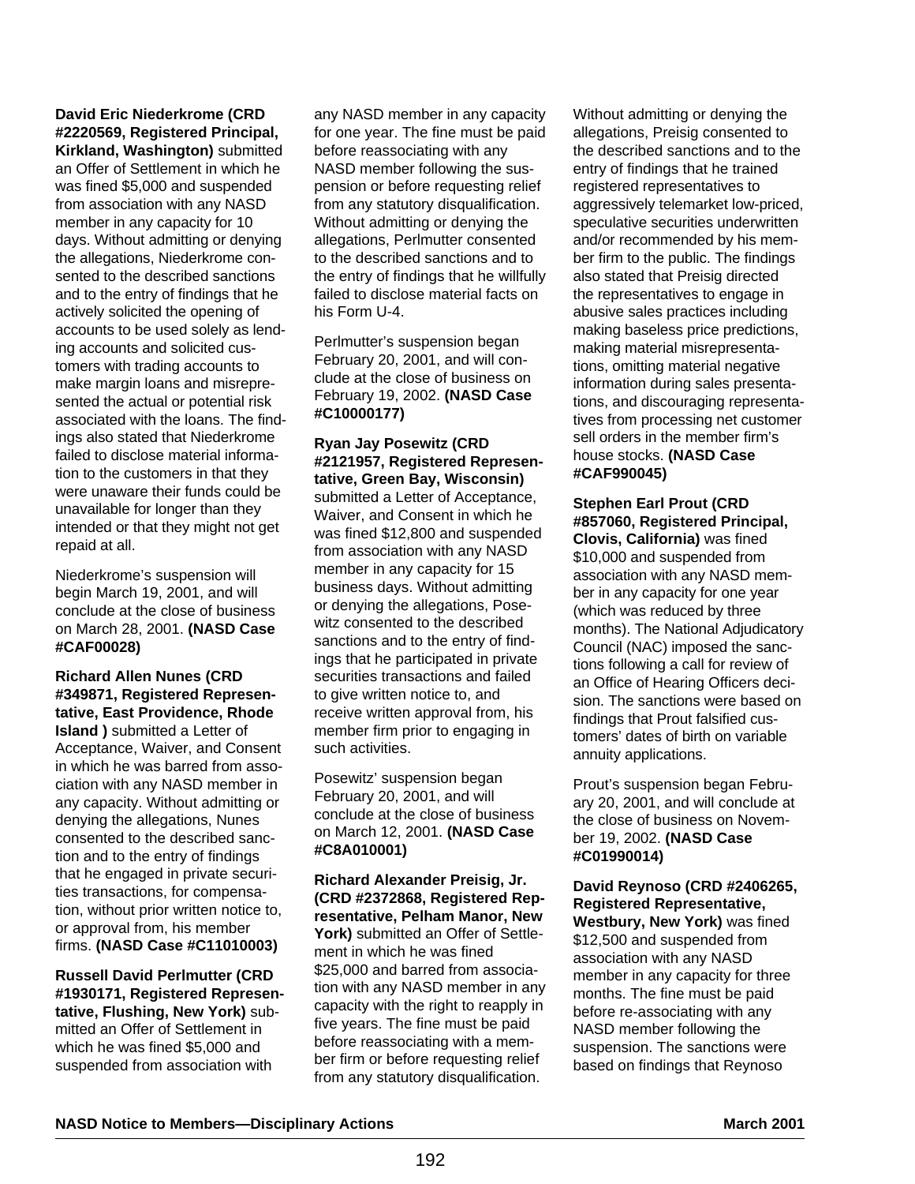**David Eric Niederkrome (CRD #2220569, Registered Principal, Kirkland, Washington)** submitted an Offer of Settlement in which he was fined $5,000 and suspended from association with any NASD member in any capacity for 10 days. Without admitting or denying the allegations, Niederkrome consented to the described sanctions and to the entry of findings that he actively solicited the opening of accounts to be used solely as lending accounts and solicited customers with trading accounts to make margin loans and misrepresented the actual or potential risk associated with the loans. The findings also stated that Niederkrome failed to disclose material information to the customers in that they were unaware their funds could be unavailable for longer than they intended or that they might not get repaid at all.

Niederkrome's suspension will begin March 19, 2001, and will conclude at the close of business on March 28, 2001. **(NASD Case #CAF00028)**

**Richard Allen Nunes (CRD #349871, Registered Representative, East Providence, Rhode Island )** submitted a Letter of Acceptance, Waiver, and Consent in which he was barred from association with any NASD member in any capacity. Without admitting or denying the allegations, Nunes consented to the described sanction and to the entry of findings that he engaged in private securities transactions, for compensation, without prior written notice to, or approval from, his member firms. **(NASD Case #C11010003)**

**Russell David Perlmutter (CRD #1930171, Registered Representative, Flushing, New York)** submitted an Offer of Settlement in which he was fined $5,000 and suspended from association with any NASD member in any capacity for one year. The fine must be paid before reassociating with any NASD member following the suspension or before requesting relief from any statutory disqualification. Without admitting or denying the allegations, Perlmutter consented to the described sanctions and to the entry of findings that he willfully failed to disclose material facts on his Form U-4.

Perlmutter's suspension began February 20, 2001, and will conclude at the close of business on February 19, 2002. **(NASD Case #C10000177)**

**Ryan Jay Posewitz (CRD #2121957, Registered Representative, Green Bay, Wisconsin)** submitted a Letter of Acceptance, Waiver, and Consent in which he was fined $12,800 and suspended from association with any NASD member in any capacity for 15 business days. Without admitting or denying the allegations, Posewitz consented to the described sanctions and to the entry of findings that he participated in private securities transactions and failed to give written notice to, and receive written approval from, his member firm prior to engaging in such activities.

Posewitz' suspension began February 20, 2001, and will conclude at the close of business on March 12, 2001. **(NASD Case #C8A010001)**

**Richard Alexander Preisig, Jr. (CRD #2372868, Registered Representative, Pelham Manor, New York)** submitted an Offer of Settlement in which he was fined $25,000 and barred from association with any NASD member in any capacity with the right to reapply in five years. The fine must be paid before reassociating with a member firm or before requesting relief from any statutory disqualification. Without admitting or denying the allegations, Preisig consented to the described sanctions and to the entry of findings that he trained registered representatives to aggressively telemarket low-priced, speculative securities underwritten and/or recommended by his member firm to the public. The findings also stated that Preisig directed the representatives to engage in abusive sales practices including making baseless price predictions, making material misrepresentations, omitting material negative information during sales presentations, and discouraging representatives from processing net customer sell orders in the member firm's house stocks. **(NASD Case #CAF990045)**

**Stephen Earl Prout (CRD #857060, Registered Principal, Clovis, California)** was fined $10,000 and suspended from association with any NASD member in any capacity for one year (which was reduced by three months). The National Adjudicatory Council (NAC) imposed the sanctions following a call for review of an Office of Hearing Officers decision. The sanctions were based on findings that Prout falsified customers' dates of birth on variable annuity applications.

Prout's suspension began February 20, 2001, and will conclude at the close of business on November 19, 2002. **(NASD Case #C01990014)**

**David Reynoso (CRD #2406265, Registered Representative, Westbury, New York)** was fined $12,500 and suspended from association with any NASD member in any capacity for three months. The fine must be paid before re-associating with any NASD member following the suspension. The sanctions were based on findings that Reynoso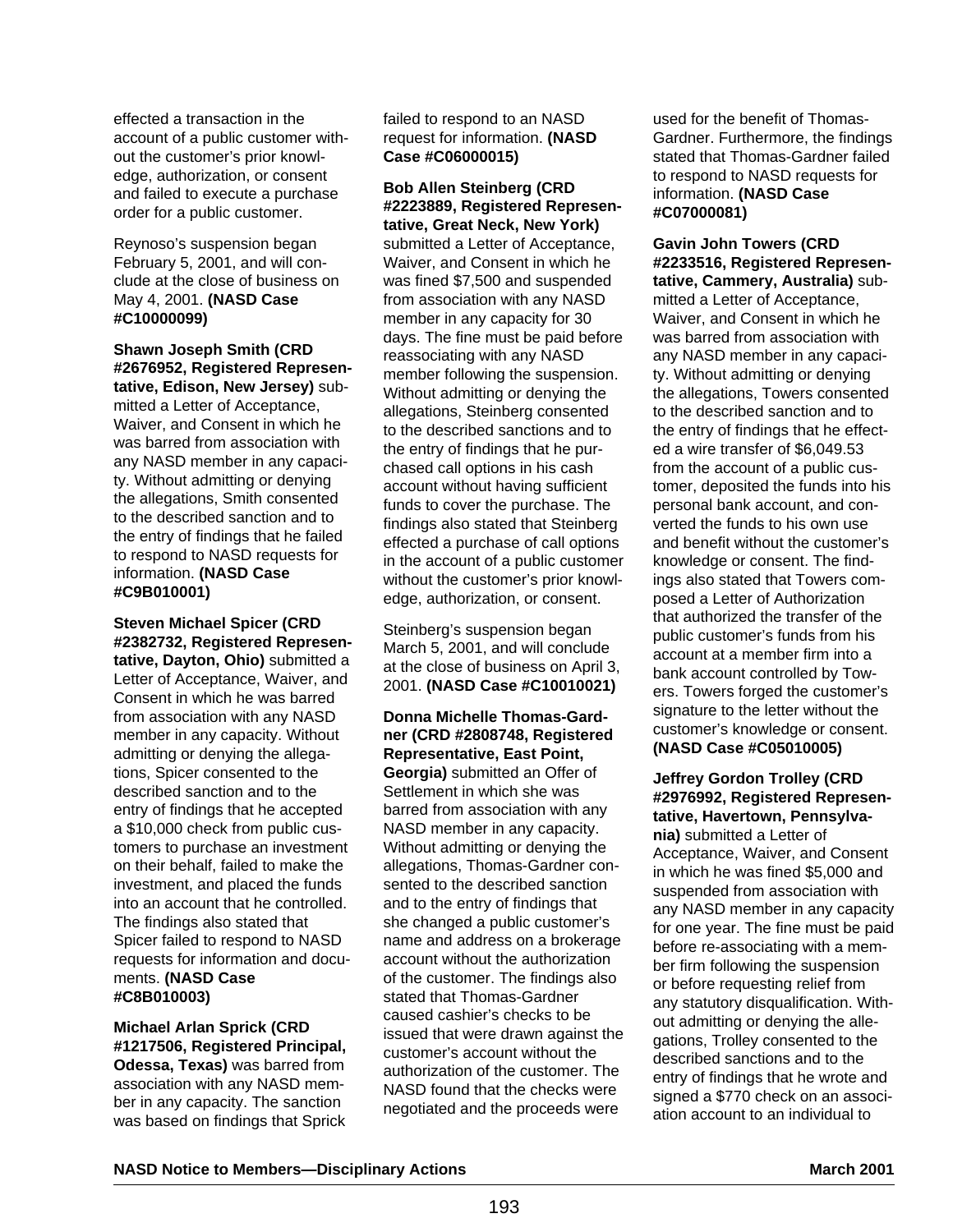effected a transaction in the account of a public customer without the customer's prior knowledge, authorization, or consent and failed to execute a purchase order for a public customer.

Reynoso's suspension began February 5, 2001, and will conclude at the close of business on May 4, 2001. **(NASD Case #C10000099)**

**Shawn Joseph Smith (CRD #2676952, Registered Representative, Edison, New Jersey)** submitted a Letter of Acceptance, Waiver, and Consent in which he was barred from association with any NASD member in any capacity. Without admitting or denying the allegations, Smith consented to the described sanction and to the entry of findings that he failed to respond to NASD requests for information. **(NASD Case #C9B010001)**

**Steven Michael Spicer (CRD #2382732, Registered Representative, Dayton, Ohio)** submitted a Letter of Acceptance, Waiver, and Consent in which he was barred from association with any NASD member in any capacity. Without admitting or denying the allegations, Spicer consented to the described sanction and to the entry of findings that he accepted a $10,000 check from public customers to purchase an investment on their behalf, failed to make the investment, and placed the funds into an account that he controlled. The findings also stated that Spicer failed to respond to NASD requests for information and documents. **(NASD Case #C8B010003)**

**Michael Arlan Sprick (CRD #1217506, Registered Principal, Odessa, Texas)** was barred from association with any NASD member in any capacity. The sanction was based on findings that Sprick failed to respond to an NASD request for information. **(NASD Case #C06000015)**

**Bob Allen Steinberg (CRD #2223889, Registered Representative, Great Neck, New York)** submitted a Letter of Acceptance, Waiver, and Consent in which he was fined $7,500 and suspended from association with any NASD member in any capacity for 30 days. The fine must be paid before reassociating with any NASD member following the suspension. Without admitting or denying the allegations, Steinberg consented to the described sanctions and to the entry of findings that he purchased call options in his cash account without having sufficient funds to cover the purchase. The findings also stated that Steinberg effected a purchase of call options in the account of a public customer without the customer's prior knowledge, authorization, or consent.

Steinberg's suspension began March 5, 2001, and will conclude at the close of business on April 3, 2001. **(NASD Case #C10010021)**

**Donna Michelle Thomas-Gardner (CRD #2808748, Registered Representative, East Point, Georgia)** submitted an Offer of Settlement in which she was barred from association with any NASD member in any capacity. Without admitting or denying the allegations, Thomas-Gardner consented to the described sanction and to the entry of findings that she changed a public customer's name and address on a brokerage account without the authorization of the customer. The findings also stated that Thomas-Gardner caused cashier's checks to be issued that were drawn against the customer's account without the authorization of the customer. The NASD found that the checks were negotiated and the proceeds were used for the benefit of Thomas-Gardner. Furthermore, the findings stated that Thomas-Gardner failed to respond to NASD requests for information. **(NASD Case #C07000081)**

**Gavin John Towers (CRD #2233516, Registered Representative, Cammery, Australia)** submitted a Letter of Acceptance, Waiver, and Consent in which he was barred from association with any NASD member in any capacity. Without admitting or denying the allegations, Towers consented to the described sanction and to the entry of findings that he effected a wire transfer of $6,049.53 from the account of a public customer, deposited the funds into his personal bank account, and converted the funds to his own use and benefit without the customer's knowledge or consent. The findings also stated that Towers composed a Letter of Authorization that authorized the transfer of the public customer's funds from his account at a member firm into a bank account controlled by Towers. Towers forged the customer's signature to the letter without the customer's knowledge or consent. **(NASD Case #C05010005)**

**Jeffrey Gordon Trolley (CRD #2976992, Registered Representative, Havertown, Pennsylvania)** submitted a Letter of Acceptance, Waiver, and Consent in which he was fined $5,000 and suspended from association with any NASD member in any capacity for one year. The fine must be paid before re-associating with a member firm following the suspension or before requesting relief from any statutory disqualification. Without admitting or denying the allegations, Trolley consented to the described sanctions and to the entry of findings that he wrote and signed a $770 check on an association account to an individual to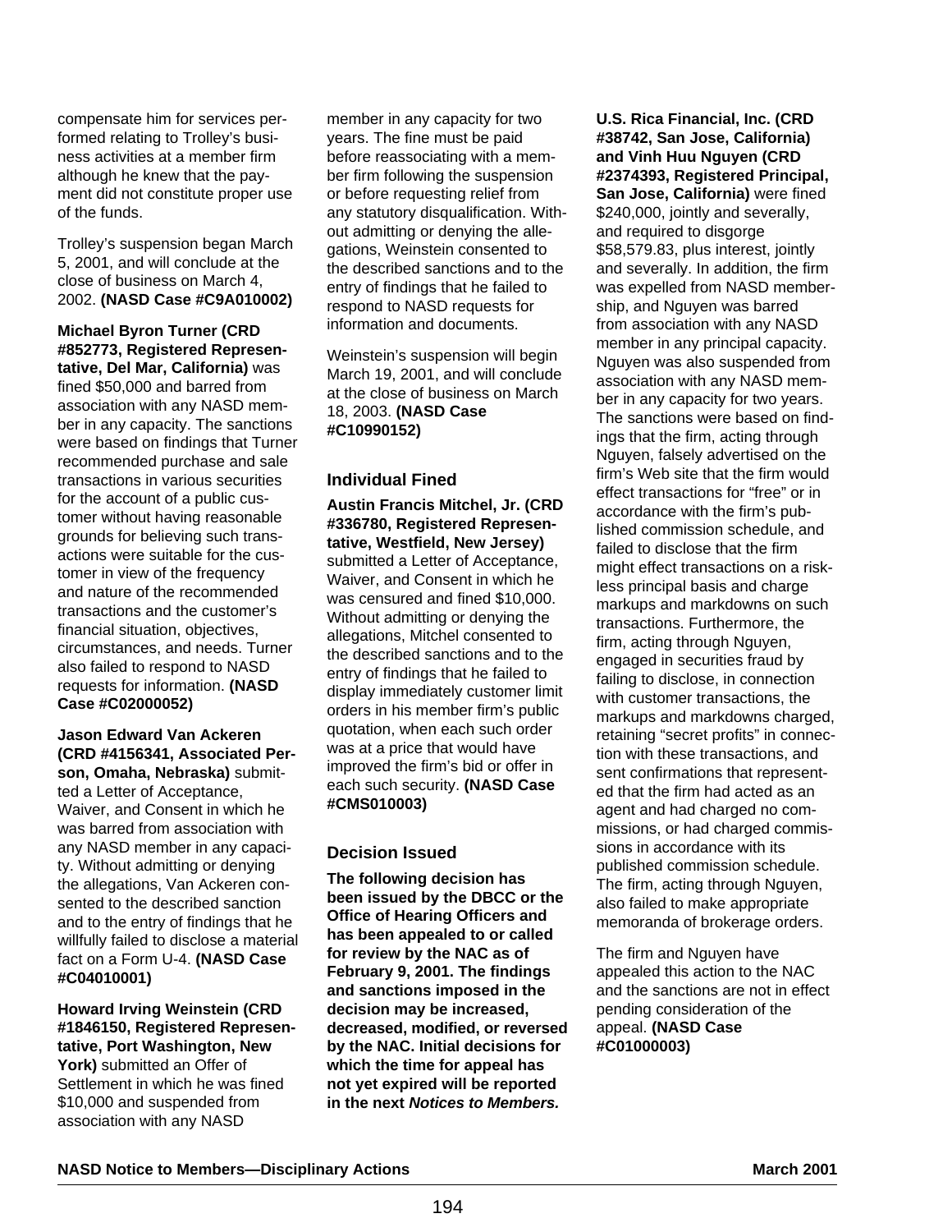compensate him for services performed relating to Trolley's business activities at a member firm although he knew that the payment did not constitute proper use of the funds.

Trolley's suspension began March 5, 2001, and will conclude at the close of business on March 4, 2002. **(NASD Case #C9A010002)**

**Michael Byron Turner (CRD #852773, Registered Representative, Del Mar, California)** was fined $50,000 and barred from association with any NASD member in any capacity. The sanctions were based on findings that Turner recommended purchase and sale transactions in various securities for the account of a public customer without having reasonable grounds for believing such transactions were suitable for the customer in view of the frequency and nature of the recommended transactions and the customer's financial situation, objectives, circumstances, and needs. Turner also failed to respond to NASD requests for information. **(NASD Case #C02000052)**

**Jason Edward Van Ackeren (CRD #4156341, Associated Person, Omaha, Nebraska)** submitted a Letter of Acceptance, Waiver, and Consent in which he was barred from association with any NASD member in any capacity. Without admitting or denying the allegations, Van Ackeren consented to the described sanction and to the entry of findings that he willfully failed to disclose a material fact on a Form U-4. **(NASD Case #C04010001)**

**Howard Irving Weinstein (CRD #1846150, Registered Representative, Port Washington, New York)** submitted an Offer of Settlement in which he was fined $10,000 and suspended from association with any NASD member in any capacity for two years. The fine must be paid before reassociating with a member firm following the suspension or before requesting relief from any statutory disqualification. Without admitting or denying the allegations, Weinstein consented to the described sanctions and to the entry of findings that he failed to respond to NASD requests for information and documents.

Weinstein's suspension will begin March 19, 2001, and will conclude at the close of business on March 18, 2003. **(NASD Case #C10990152)**

## Individual Fined

**Austin Francis Mitchel, Jr. (CRD #336780, Registered Representative, Westfield, New Jersey)** submitted a Letter of Acceptance, Waiver, and Consent in which he was censured and fined $10,000. Without admitting or denying the allegations, Mitchel consented to the described sanctions and to the entry of findings that he failed to display immediately customer limit orders in his member firm's public quotation, when each such order was at a price that would have improved the firm's bid or offer in each such security. **(NASD Case #CMS010003)**

## Decision Issued

**The following decision has been issued by the DBCC or the Office of Hearing Officers and has been appealed to or called for review by the NAC as of February 9, 2001. The findings and sanctions imposed in the decision may be increased, decreased, modified, or reversed by the NAC. Initial decisions for which the time for appeal has not yet expired will be reported in the next *Notices to Members.***

**U.S. Rica Financial, Inc. (CRD #38742, San Jose, California) and Vinh Huu Nguyen (CRD #2374393, Registered Principal, San Jose, California)** were fined $240,000, jointly and severally, and required to disgorge $58,579.83, plus interest, jointly and severally. In addition, the firm was expelled from NASD membership, and Nguyen was barred from association with any NASD member in any principal capacity. Nguyen was also suspended from association with any NASD member in any capacity for two years. The sanctions were based on findings that the firm, acting through Nguyen, falsely advertised on the firm's Web site that the firm would effect transactions for "free" or in accordance with the firm's published commission schedule, and failed to disclose that the firm might effect transactions on a riskless principal basis and charge markups and markdowns on such transactions. Furthermore, the firm, acting through Nguyen, engaged in securities fraud by failing to disclose, in connection with customer transactions, the markups and markdowns charged, retaining "secret profits" in connection with these transactions, and sent confirmations that represented that the firm had acted as an agent and had charged no commissions, or had charged commissions in accordance with its published commission schedule. The firm, acting through Nguyen, also failed to make appropriate memoranda of brokerage orders.

The firm and Nguyen have appealed this action to the NAC and the sanctions are not in effect pending consideration of the appeal. **(NASD Case #C01000003)**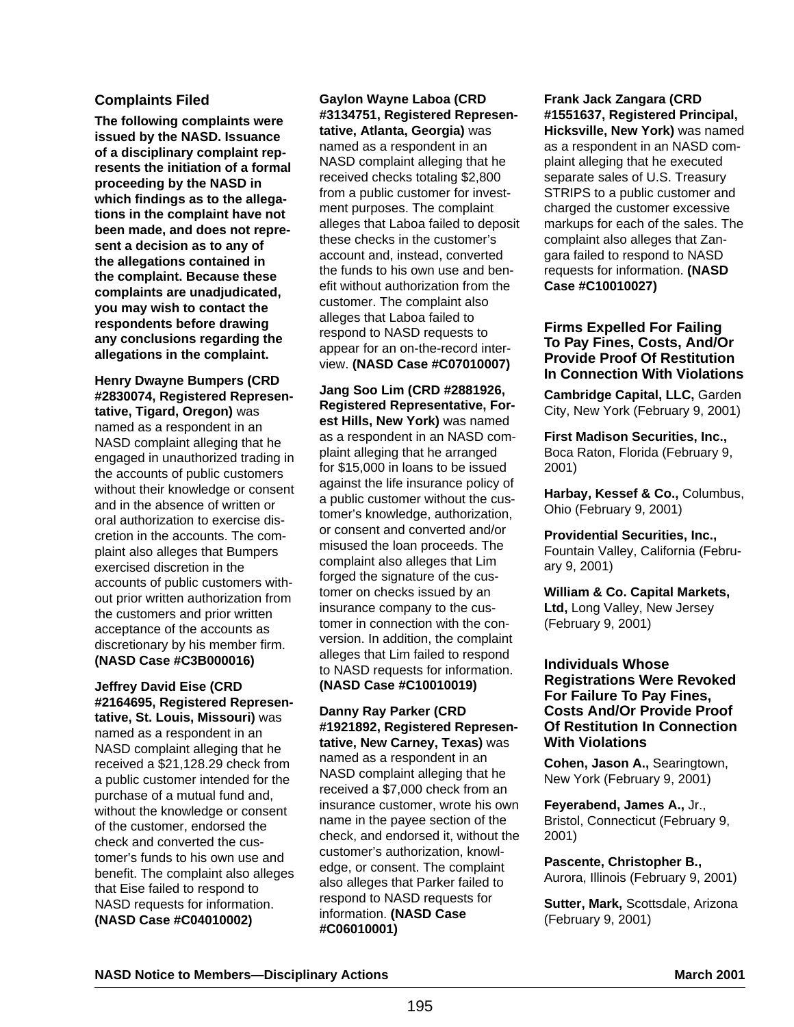### Complaints Filed

**The following complaints were issued by the NASD. Issuance of a disciplinary complaint represents the initiation of a formal proceeding by the NASD in which findings as to the allegations in the complaint have not been made, and does not represent a decision as to any of the allegations contained in the complaint. Because these complaints are unadjudicated, you may wish to contact the respondents before drawing any conclusions regarding the allegations in the complaint.**

**Henry Dwayne Bumpers (CRD #2830074, Registered Representative, Tigard, Oregon)** was named as a respondent in an NASD complaint alleging that he engaged in unauthorized trading in the accounts of public customers without their knowledge or consent and in the absence of written or oral authorization to exercise discretion in the accounts. The complaint also alleges that Bumpers exercised discretion in the accounts of public customers without prior written authorization from the customers and prior written acceptance of the accounts as discretionary by his member firm. **(NASD Case #C3B000016)**

**Jeffrey David Eise (CRD #2164695, Registered Representative, St. Louis, Missouri)** was named as a respondent in an NASD complaint alleging that he received a $21,128.29 check from a public customer intended for the purchase of a mutual fund and, without the knowledge or consent of the customer, endorsed the check and converted the customer's funds to his own use and benefit. The complaint also alleges that Eise failed to respond to NASD requests for information. **(NASD Case #C04010002)**

**Gaylon Wayne Laboa (CRD #3134751, Registered Representative, Atlanta, Georgia)** was named as a respondent in an NASD complaint alleging that he received checks totaling $2,800 from a public customer for investment purposes. The complaint alleges that Laboa failed to deposit these checks in the customer's account and, instead, converted the funds to his own use and benefit without authorization from the customer. The complaint also alleges that Laboa failed to respond to NASD requests to appear for an on-the-record interview. **(NASD Case #C07010007)**

**Jang Soo Lim (CRD #2881926, Registered Representative, Forest Hills, New York)** was named as a respondent in an NASD complaint alleging that he arranged for $15,000 in loans to be issued against the life insurance policy of a public customer without the customer's knowledge, authorization, or consent and converted and/or misused the loan proceeds. The complaint also alleges that Lim forged the signature of the customer on checks issued by an insurance company to the customer in connection with the conversion. In addition, the complaint alleges that Lim failed to respond to NASD requests for information. **(NASD Case #C10010019)**

**Danny Ray Parker (CRD #1921892, Registered Representative, New Carney, Texas)** was named as a respondent in an NASD complaint alleging that he received a $7,000 check from an insurance customer, wrote his own name in the payee section of the check, and endorsed it, without the customer's authorization, knowledge, or consent. The complaint also alleges that Parker failed to respond to NASD requests for information. **(NASD Case #C06010001)**

**Frank Jack Zangara (CRD #1551637, Registered Principal, Hicksville, New York)** was named as a respondent in an NASD complaint alleging that he executed separate sales of U.S. Treasury STRIPS to a public customer and charged the customer excessive markups for each of the sales. The complaint also alleges that Zangara failed to respond to NASD requests for information. **(NASD Case #C10010027)**

### Firms Expelled For Failing To Pay Fines, Costs, And/Or Provide Proof Of Restitution In Connection With Violations

**Cambridge Capital, LLC,** Garden City, New York (February 9, 2001)

**First Madison Securities, Inc.,** Boca Raton, Florida (February 9, 2001)

**Harbay, Kessef & Co.,** Columbus, Ohio (February 9, 2001)

**Providential Securities, Inc.,** Fountain Valley, California (February 9, 2001)

**William & Co. Capital Markets, Ltd,** Long Valley, New Jersey (February 9, 2001)

### Individuals Whose Registrations Were Revoked For Failure To Pay Fines, Costs And/Or Provide Proof Of Restitution In Connection With Violations

**Cohen, Jason A.,** Searingtown, New York (February 9, 2001)

**Feyerabend, James A.,** Jr., Bristol, Connecticut (February 9, 2001)

**Pascente, Christopher B.,** Aurora, Illinois (February 9, 2001)

**Sutter, Mark,** Scottsdale, Arizona (February 9, 2001)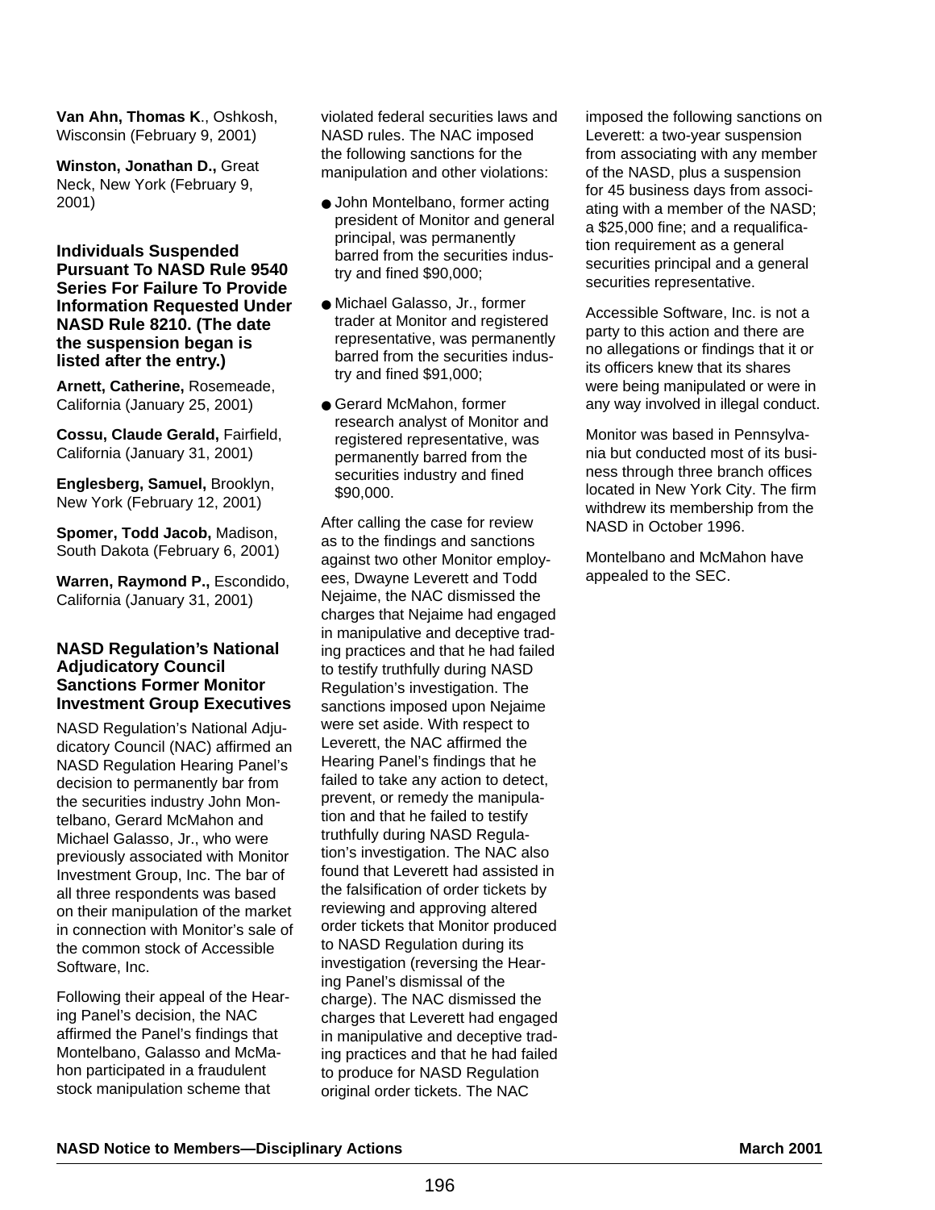**Van Ahn, Thomas K**., Oshkosh, Wisconsin (February 9, 2001)

**Winston, Jonathan D.,** Great Neck, New York (February 9, 2001)

### Individuals Suspended Pursuant To NASD Rule 9540 Series For Failure To Provide Information Requested Under NASD Rule 8210. (The date the suspension began is listed after the entry.)

**Arnett, Catherine,** Rosemeade, California (January 25, 2001)

**Cossu, Claude Gerald,** Fairfield, California (January 31, 2001)

**Englesberg, Samuel,** Brooklyn, New York (February 12, 2001)

**Spomer, Todd Jacob,** Madison, South Dakota (February 6, 2001)

**Warren, Raymond P.,** Escondido, California (January 31, 2001)

### NASD Regulation's National Adjudicatory Council Sanctions Former Monitor Investment Group Executives

NASD Regulation's National Adjudicatory Council (NAC) affirmed an NASD Regulation Hearing Panel's decision to permanently bar from the securities industry John Montelbano, Gerard McMahon and Michael Galasso, Jr., who were previously associated with Monitor Investment Group, Inc. The bar of all three respondents was based on their manipulation of the market in connection with Monitor's sale of the common stock of Accessible Software, Inc.

Following their appeal of the Hearing Panel's decision, the NAC affirmed the Panel's findings that Montelbano, Galasso and McMahon participated in a fraudulent stock manipulation scheme that violated federal securities laws and NASD rules. The NAC imposed the following sanctions for the manipulation and other violations:

- John Montelbano, former acting president of Monitor and general principal, was permanently barred from the securities industry and fined $90,000;
- Michael Galasso, Jr., former trader at Monitor and registered representative, was permanently barred from the securities industry and fined $91,000;
- Gerard McMahon, former research analyst of Monitor and registered representative, was permanently barred from the securities industry and fined $90,000.

After calling the case for review as to the findings and sanctions against two other Monitor employees, Dwayne Leverett and Todd Nejaime, the NAC dismissed the charges that Nejaime had engaged in manipulative and deceptive trading practices and that he had failed to testify truthfully during NASD Regulation's investigation. The sanctions imposed upon Nejaime were set aside. With respect to Leverett, the NAC affirmed the Hearing Panel's findings that he failed to take any action to detect, prevent, or remedy the manipulation and that he failed to testify truthfully during NASD Regulation's investigation. The NAC also found that Leverett had assisted in the falsification of order tickets by reviewing and approving altered order tickets that Monitor produced to NASD Regulation during its investigation (reversing the Hearing Panel's dismissal of the charge). The NAC dismissed the charges that Leverett had engaged in manipulative and deceptive trading practices and that he had failed to produce for NASD Regulation original order tickets. The NAC imposed the following sanctions on Leverett: a two-year suspension from associating with any member of the NASD, plus a suspension for 45 business days from associating with a member of the NASD; a $25,000 fine; and a requalification requirement as a general securities principal and a general securities representative.

Accessible Software, Inc. is not a party to this action and there are no allegations or findings that it or its officers knew that its shares were being manipulated or were in any way involved in illegal conduct.

Monitor was based in Pennsylvania but conducted most of its business through three branch offices located in New York City. The firm withdrew its membership from the NASD in October 1996.

Montelbano and McMahon have appealed to the SEC.